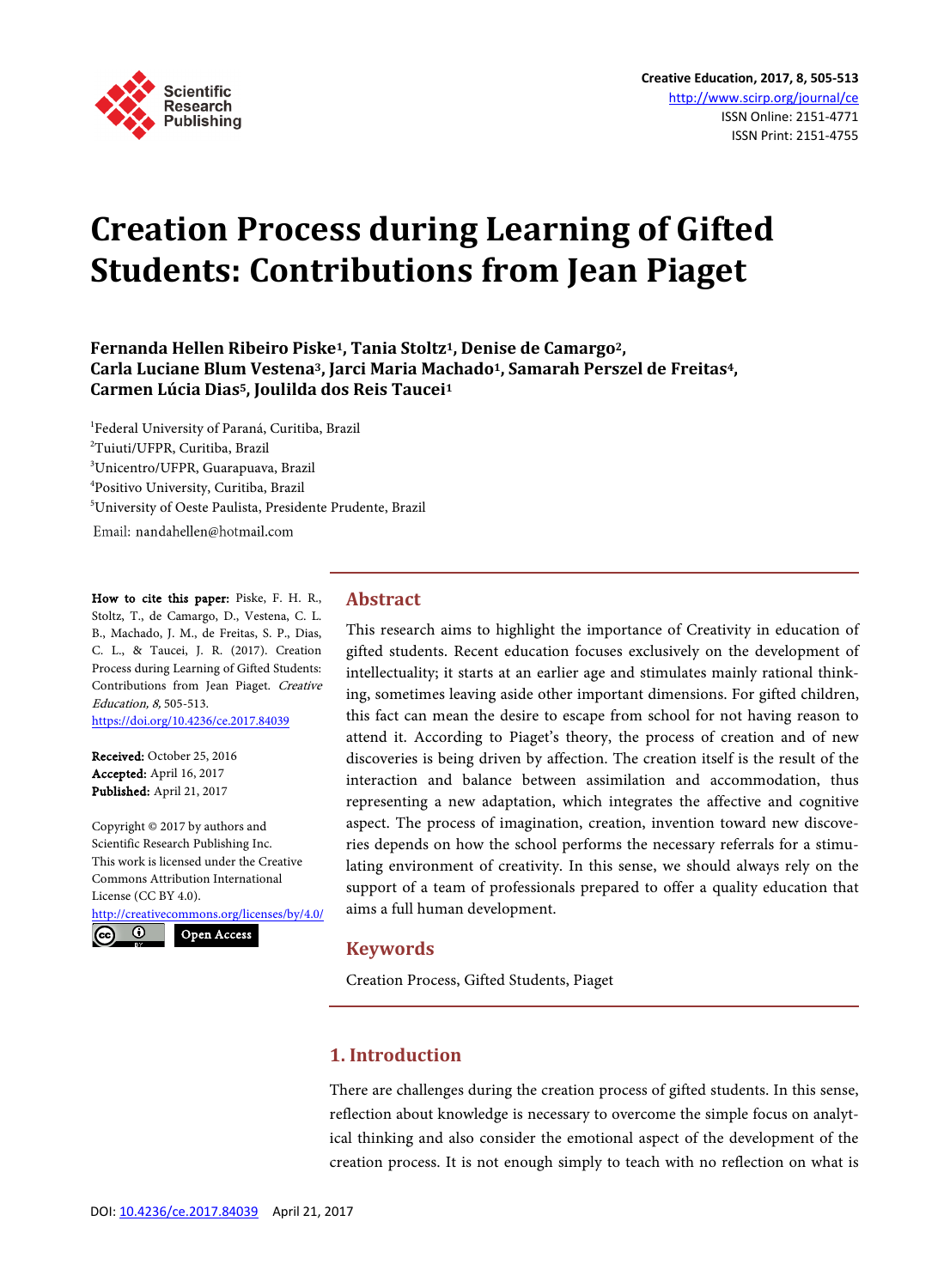# Creation Process during Learning of Gifted Students: Contributions from Jean Piaget

**Fernanda Hellen Ribeiro Piske[1], Tania Stoltz[1], Denise de Camargo[2], Carla Luciane Blum Vestena[3], Jarci Maria Machado[1], Samarah Perszel de Freitas[4], Carmen Lúcia Dias[5], Joulilda dos Reis Taucei[1]**

[1]Federal University of Paraná, Curitiba, Brazil
[2]Tuiuti/UFPR, Curitiba, Brazil
[3]Unicentro/UFPR, Guarapuava, Brazil
[4]Positivo University, Curitiba, Brazil
[5]University of Oeste Paulista, Presidente Prudente, Brazil

Email: nandahellen@hotmail.com

**How to cite this paper:** Piske, F. H. R., Stoltz, T., de Camargo, D., Vestena, C. L. B., Machado, J. M., de Freitas, S. P., Dias, C. L., & Taucei, J. R. (2017). Creation Process during Learning of Gifted Students: Contributions from Jean Piaget. *Creative Education, 8,* 505-513.
https://doi.org/10.4236/ce.2017.84039

**Received:** October 25, 2016
**Accepted:** April 16, 2017
**Published:** April 21, 2017

Copyright © 2017 by authors and Scientific Research Publishing Inc.
This work is licensed under the Creative Commons Attribution International License (CC BY 4.0).
http://creativecommons.org/licenses/by/4.0/

Open Access

## Abstract

This research aims to highlight the importance of Creativity in education of gifted students. Recent education focuses exclusively on the development of intellectuality; it starts at an earlier age and stimulates mainly rational thinking, sometimes leaving aside other important dimensions. For gifted children, this fact can mean the desire to escape from school for not having reason to attend it. According to Piaget's theory, the process of creation and of new discoveries is being driven by affection. The creation itself is the result of the interaction and balance between assimilation and accommodation, thus representing a new adaptation, which integrates the affective and cognitive aspect. The process of imagination, creation, invention toward new discoveries depends on how the school performs the necessary referrals for a stimulating environment of creativity. In this sense, we should always rely on the support of a team of professionals prepared to offer a quality education that aims a full human development.

## Keywords

Creation Process, Gifted Students, Piaget

## 1. Introduction

There are challenges during the creation process of gifted students. In this sense, reflection about knowledge is necessary to overcome the simple focus on analytical thinking and also consider the emotional aspect of the development of the creation process. It is not enough simply to teach with no reflection on what is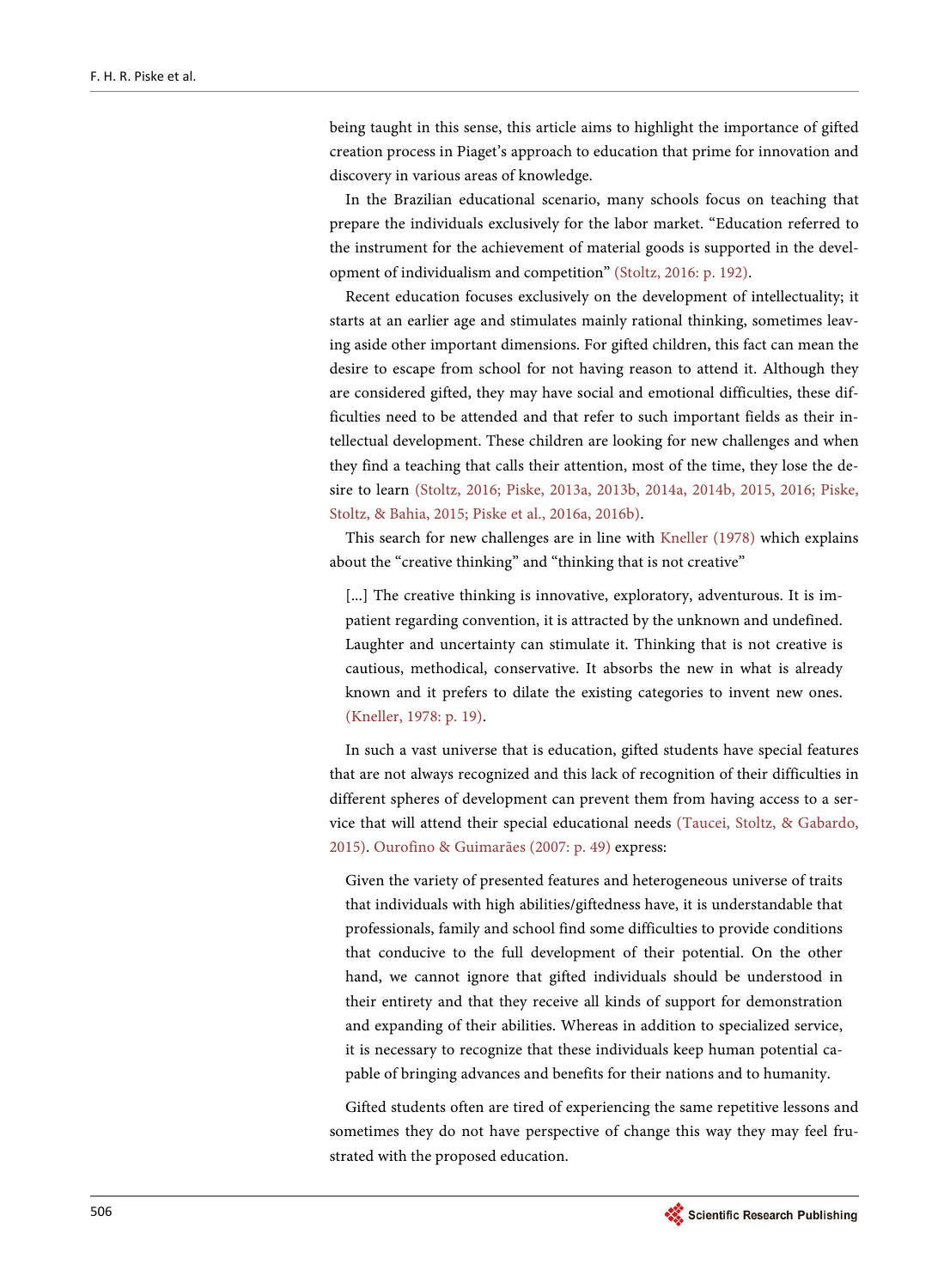being taught in this sense, this article aims to highlight the importance of gifted creation process in Piaget's approach to education that prime for innovation and discovery in various areas of knowledge.

In the Brazilian educational scenario, many schools focus on teaching that prepare the individuals exclusively for the labor market. "Education referred to the instrument for the achievement of material goods is supported in the development of individualism and competition" (Stoltz, 2016: p. 192).

Recent education focuses exclusively on the development of intellectuality; it starts at an earlier age and stimulates mainly rational thinking, sometimes leaving aside other important dimensions. For gifted children, this fact can mean the desire to escape from school for not having reason to attend it. Although they are considered gifted, they may have social and emotional difficulties, these difficulties need to be attended and that refer to such important fields as their intellectual development. These children are looking for new challenges and when they find a teaching that calls their attention, most of the time, they lose the desire to learn (Stoltz, 2016; Piske, 2013a, 2013b, 2014a, 2014b, 2015, 2016; Piske, Stoltz, & Bahia, 2015; Piske et al., 2016a, 2016b).

This search for new challenges are in line with Kneller (1978) which explains about the "creative thinking" and "thinking that is not creative"

> [...] The creative thinking is innovative, exploratory, adventurous. It is impatient regarding convention, it is attracted by the unknown and undefined. Laughter and uncertainty can stimulate it. Thinking that is not creative is cautious, methodical, conservative. It absorbs the new in what is already known and it prefers to dilate the existing categories to invent new ones. (Kneller, 1978: p. 19).

In such a vast universe that is education, gifted students have special features that are not always recognized and this lack of recognition of their difficulties in different spheres of development can prevent them from having access to a service that will attend their special educational needs (Taucei, Stoltz, & Gabardo, 2015). Ourofino & Guimarães (2007: p. 49) express:

> Given the variety of presented features and heterogeneous universe of traits that individuals with high abilities/giftedness have, it is understandable that professionals, family and school find some difficulties to provide conditions that conducive to the full development of their potential. On the other hand, we cannot ignore that gifted individuals should be understood in their entirety and that they receive all kinds of support for demonstration and expanding of their abilities. Whereas in addition to specialized service, it is necessary to recognize that these individuals keep human potential capable of bringing advances and benefits for their nations and to humanity.

Gifted students often are tired of experiencing the same repetitive lessons and sometimes they do not have perspective of change this way they may feel frustrated with the proposed education.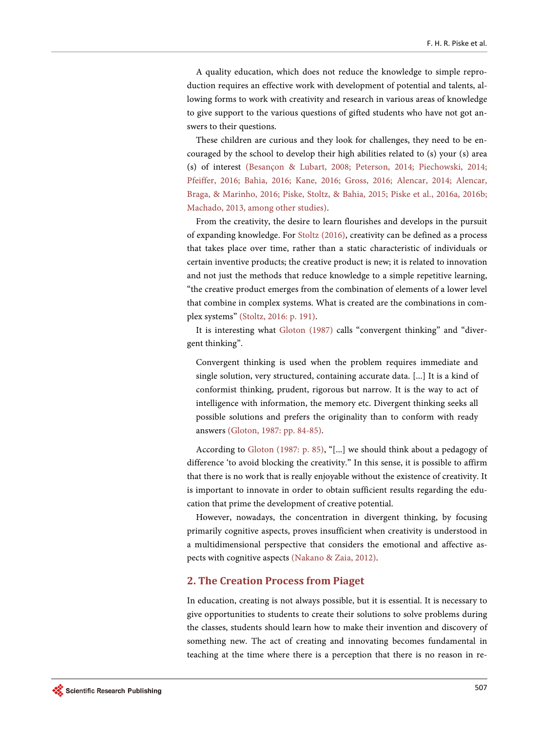A quality education, which does not reduce the knowledge to simple reproduction requires an effective work with development of potential and talents, allowing forms to work with creativity and research in various areas of knowledge to give support to the various questions of gifted students who have not got answers to their questions.

These children are curious and they look for challenges, they need to be encouraged by the school to develop their high abilities related to (s) your (s) area (s) of interest (Besançon & Lubart, 2008; Peterson, 2014; Piechowski, 2014; Pfeiffer, 2016; Bahia, 2016; Kane, 2016; Gross, 2016; Alencar, 2014; Alencar, Braga, & Marinho, 2016; Piske, Stoltz, & Bahia, 2015; Piske et al., 2016a, 2016b; Machado, 2013, among other studies).

From the creativity, the desire to learn flourishes and develops in the pursuit of expanding knowledge. For Stoltz (2016), creativity can be defined as a process that takes place over time, rather than a static characteristic of individuals or certain inventive products; the creative product is new; it is related to innovation and not just the methods that reduce knowledge to a simple repetitive learning, "the creative product emerges from the combination of elements of a lower level that combine in complex systems. What is created are the combinations in complex systems" (Stoltz, 2016: p. 191).

It is interesting what Gloton (1987) calls "convergent thinking" and "divergent thinking".

> Convergent thinking is used when the problem requires immediate and single solution, very structured, containing accurate data. [...] It is a kind of conformist thinking, prudent, rigorous but narrow. It is the way to act of intelligence with information, the memory etc. Divergent thinking seeks all possible solutions and prefers the originality than to conform with ready answers (Gloton, 1987: pp. 84-85).

According to Gloton (1987: p. 85), "[...] we should think about a pedagogy of difference 'to avoid blocking the creativity." In this sense, it is possible to affirm that there is no work that is really enjoyable without the existence of creativity. It is important to innovate in order to obtain sufficient results regarding the education that prime the development of creative potential.

However, nowadays, the concentration in divergent thinking, by focusing primarily cognitive aspects, proves insufficient when creativity is understood in a multidimensional perspective that considers the emotional and affective aspects with cognitive aspects (Nakano & Zaia, 2012).

## 2. The Creation Process from Piaget

In education, creating is not always possible, but it is essential. It is necessary to give opportunities to students to create their solutions to solve problems during the classes, students should learn how to make their invention and discovery of something new. The act of creating and innovating becomes fundamental in teaching at the time where there is a perception that there is no reason in re-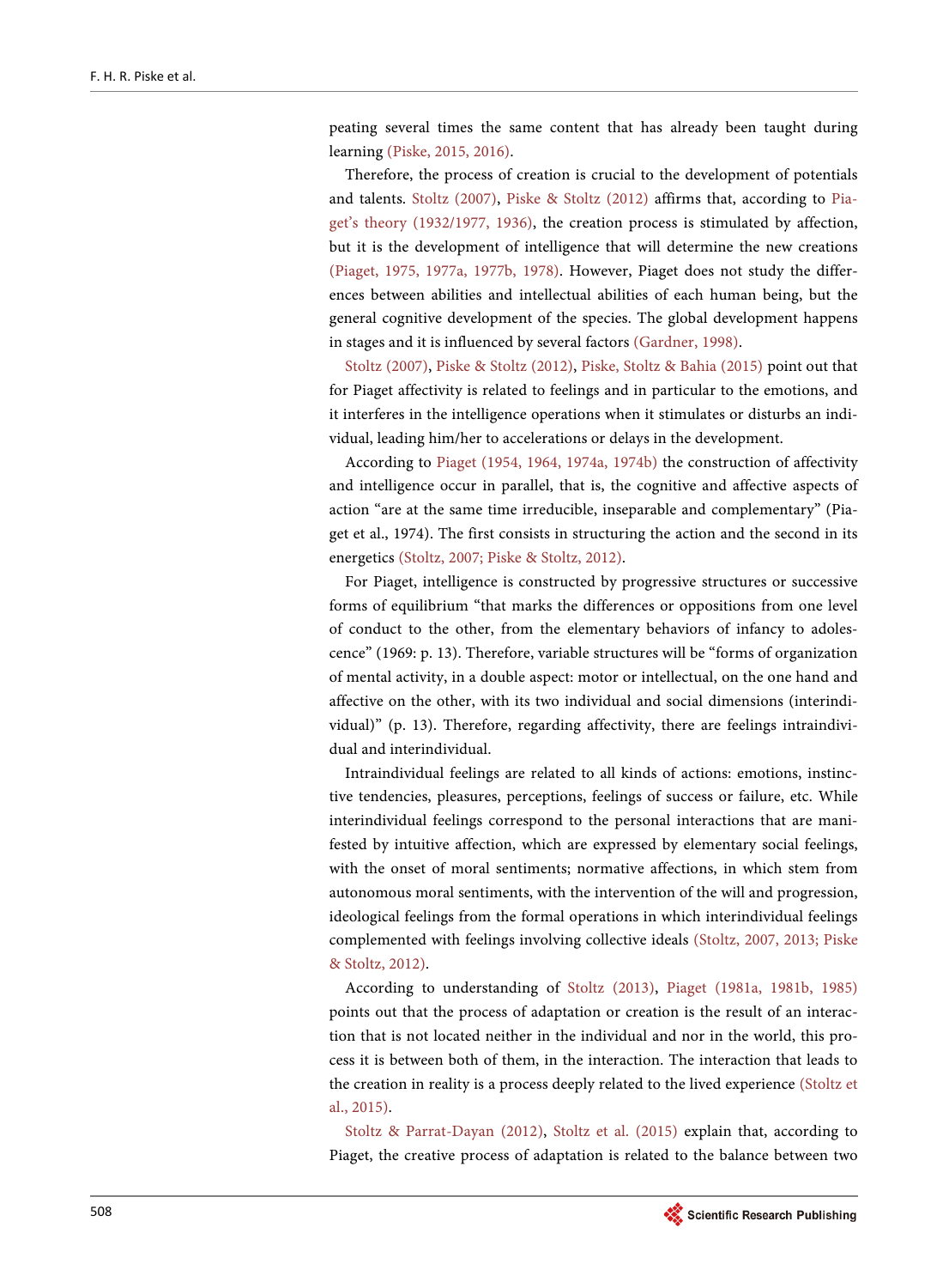peating several times the same content that has already been taught during learning (Piske, 2015, 2016).

Therefore, the process of creation is crucial to the development of potentials and talents. Stoltz (2007), Piske & Stoltz (2012) affirms that, according to Piaget's theory (1932/1977, 1936), the creation process is stimulated by affection, but it is the development of intelligence that will determine the new creations (Piaget, 1975, 1977a, 1977b, 1978). However, Piaget does not study the differences between abilities and intellectual abilities of each human being, but the general cognitive development of the species. The global development happens in stages and it is influenced by several factors (Gardner, 1998).

Stoltz (2007), Piske & Stoltz (2012), Piske, Stoltz & Bahia (2015) point out that for Piaget affectivity is related to feelings and in particular to the emotions, and it interferes in the intelligence operations when it stimulates or disturbs an individual, leading him/her to accelerations or delays in the development.

According to Piaget (1954, 1964, 1974a, 1974b) the construction of affectivity and intelligence occur in parallel, that is, the cognitive and affective aspects of action "are at the same time irreducible, inseparable and complementary" (Piaget et al., 1974). The first consists in structuring the action and the second in its energetics (Stoltz, 2007; Piske & Stoltz, 2012).

For Piaget, intelligence is constructed by progressive structures or successive forms of equilibrium "that marks the differences or oppositions from one level of conduct to the other, from the elementary behaviors of infancy to adolescence" (1969: p. 13). Therefore, variable structures will be "forms of organization of mental activity, in a double aspect: motor or intellectual, on the one hand and affective on the other, with its two individual and social dimensions (interindividual)" (p. 13). Therefore, regarding affectivity, there are feelings intraindividual and interindividual.

Intraindividual feelings are related to all kinds of actions: emotions, instinctive tendencies, pleasures, perceptions, feelings of success or failure, etc. While interindividual feelings correspond to the personal interactions that are manifested by intuitive affection, which are expressed by elementary social feelings, with the onset of moral sentiments; normative affections, in which stem from autonomous moral sentiments, with the intervention of the will and progression, ideological feelings from the formal operations in which interindividual feelings complemented with feelings involving collective ideals (Stoltz, 2007, 2013; Piske & Stoltz, 2012).

According to understanding of Stoltz (2013), Piaget (1981a, 1981b, 1985) points out that the process of adaptation or creation is the result of an interaction that is not located neither in the individual and nor in the world, this process it is between both of them, in the interaction. The interaction that leads to the creation in reality is a process deeply related to the lived experience (Stoltz et al., 2015).

Stoltz & Parrat-Dayan (2012), Stoltz et al. (2015) explain that, according to Piaget, the creative process of adaptation is related to the balance between two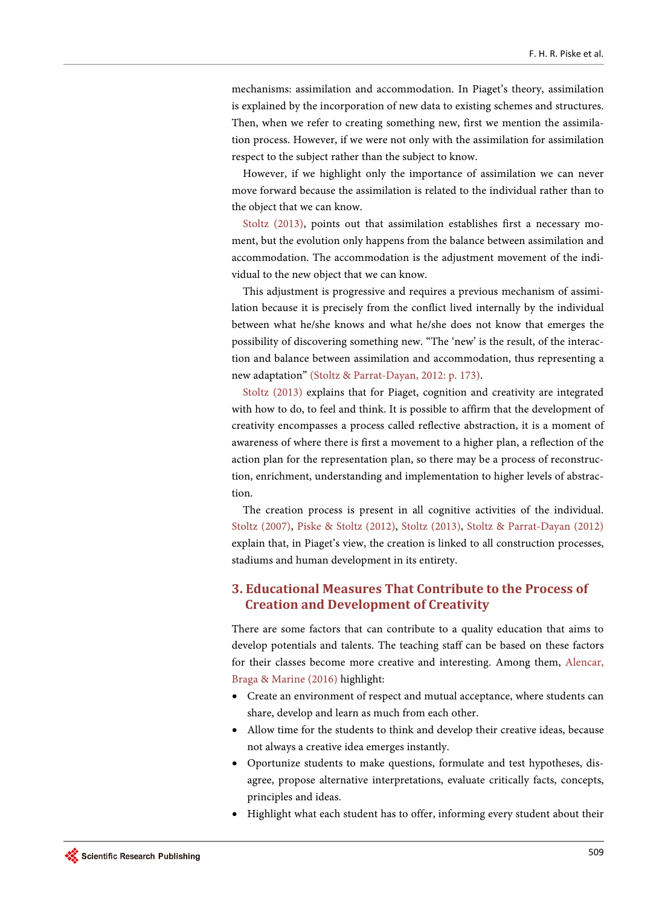mechanisms: assimilation and accommodation. In Piaget's theory, assimilation is explained by the incorporation of new data to existing schemes and structures. Then, when we refer to creating something new, first we mention the assimilation process. However, if we were not only with the assimilation for assimilation respect to the subject rather than the subject to know.

However, if we highlight only the importance of assimilation we can never move forward because the assimilation is related to the individual rather than to the object that we can know.

Stoltz (2013), points out that assimilation establishes first a necessary moment, but the evolution only happens from the balance between assimilation and accommodation. The accommodation is the adjustment movement of the individual to the new object that we can know.

This adjustment is progressive and requires a previous mechanism of assimilation because it is precisely from the conflict lived internally by the individual between what he/she knows and what he/she does not know that emerges the possibility of discovering something new. "The 'new' is the result, of the interaction and balance between assimilation and accommodation, thus representing a new adaptation" (Stoltz & Parrat-Dayan, 2012: p. 173).

Stoltz (2013) explains that for Piaget, cognition and creativity are integrated with how to do, to feel and think. It is possible to affirm that the development of creativity encompasses a process called reflective abstraction, it is a moment of awareness of where there is first a movement to a higher plan, a reflection of the action plan for the representation plan, so there may be a process of reconstruction, enrichment, understanding and implementation to higher levels of abstraction.

The creation process is present in all cognitive activities of the individual. Stoltz (2007), Piske & Stoltz (2012), Stoltz (2013), Stoltz & Parrat-Dayan (2012) explain that, in Piaget's view, the creation is linked to all construction processes, stadiums and human development in its entirety.

## 3. Educational Measures That Contribute to the Process of Creation and Development of Creativity

There are some factors that can contribute to a quality education that aims to develop potentials and talents. The teaching staff can be based on these factors for their classes become more creative and interesting. Among them, Alencar, Braga & Marine (2016) highlight:

- Create an environment of respect and mutual acceptance, where students can share, develop and learn as much from each other.
- Allow time for the students to think and develop their creative ideas, because not always a creative idea emerges instantly.
- Oportunize students to make questions, formulate and test hypotheses, disagree, propose alternative interpretations, evaluate critically facts, concepts, principles and ideas.
- Highlight what each student has to offer, informing every student about their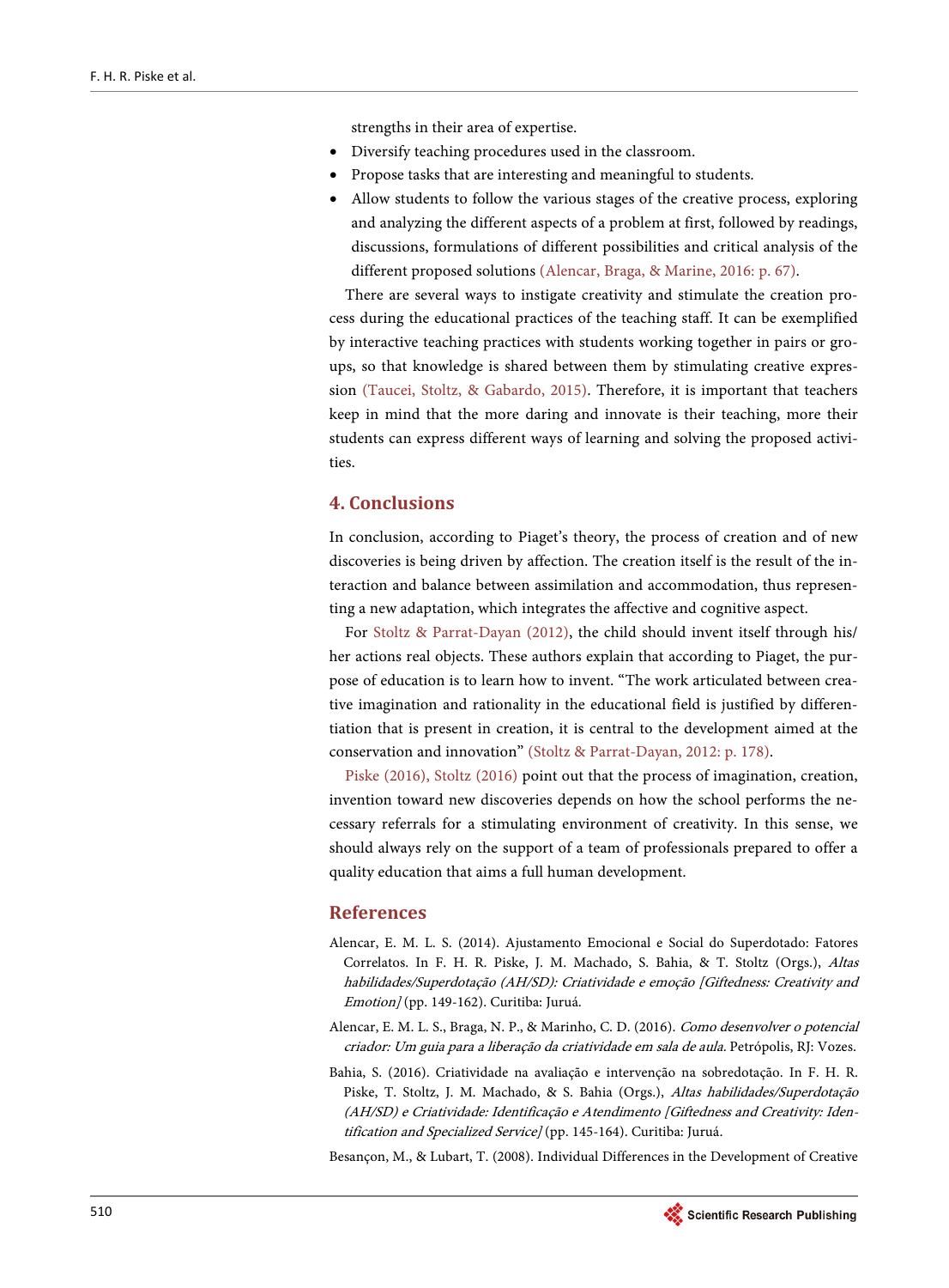strengths in their area of expertise.

- Diversify teaching procedures used in the classroom.
- Propose tasks that are interesting and meaningful to students.
- Allow students to follow the various stages of the creative process, exploring and analyzing the different aspects of a problem at first, followed by readings, discussions, formulations of different possibilities and critical analysis of the different proposed solutions (Alencar, Braga, & Marine, 2016: p. 67).

There are several ways to instigate creativity and stimulate the creation process during the educational practices of the teaching staff. It can be exemplified by interactive teaching practices with students working together in pairs or groups, so that knowledge is shared between them by stimulating creative expression (Taucei, Stoltz, & Gabardo, 2015). Therefore, it is important that teachers keep in mind that the more daring and innovate is their teaching, more their students can express different ways of learning and solving the proposed activities.

## 4. Conclusions

In conclusion, according to Piaget's theory, the process of creation and of new discoveries is being driven by affection. The creation itself is the result of the interaction and balance between assimilation and accommodation, thus representing a new adaptation, which integrates the affective and cognitive aspect.

For Stoltz & Parrat-Dayan (2012), the child should invent itself through his/her actions real objects. These authors explain that according to Piaget, the purpose of education is to learn how to invent. "The work articulated between creative imagination and rationality in the educational field is justified by differentiation that is present in creation, it is central to the development aimed at the conservation and innovation" (Stoltz & Parrat-Dayan, 2012: p. 178).

Piske (2016), Stoltz (2016) point out that the process of imagination, creation, invention toward new discoveries depends on how the school performs the necessary referrals for a stimulating environment of creativity. In this sense, we should always rely on the support of a team of professionals prepared to offer a quality education that aims a full human development.

## References

Alencar, E. M. L. S. (2014). Ajustamento Emocional e Social do Superdotado: Fatores Correlatos. In F. H. R. Piske, J. M. Machado, S. Bahia, & T. Stoltz (Orgs.), *Altas habilidades/Superdotação (AH/SD): Criatividade e emoção [Giftedness: Creativity and Emotion]* (pp. 149-162). Curitiba: Juruá.

Alencar, E. M. L. S., Braga, N. P., & Marinho, C. D. (2016). *Como desenvolver o potencial criador: Um guia para a liberação da criatividade em sala de aula.* Petrópolis, RJ: Vozes.

Bahia, S. (2016). Criatividade na avaliação e intervenção na sobredotação. In F. H. R. Piske, T. Stoltz, J. M. Machado, & S. Bahia (Orgs.), *Altas habilidades/Superdotação (AH/SD) e Criatividade: Identificação e Atendimento [Giftedness and Creativity: Identification and Specialized Service]* (pp. 145-164). Curitiba: Juruá.

Besançon, M., & Lubart, T. (2008). Individual Differences in the Development of Creative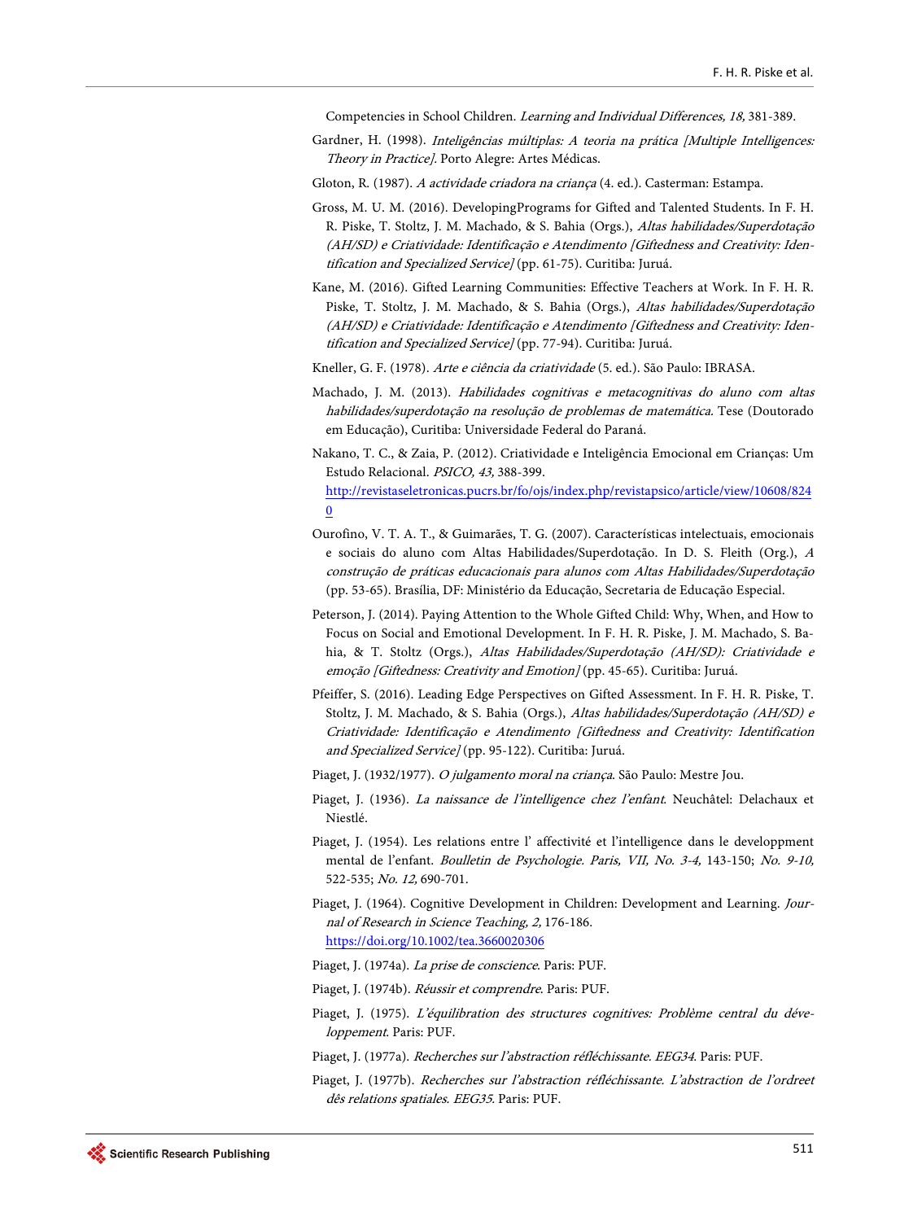Competencies in School Children. *Learning and Individual Differences, 18,* 381-389.

Gardner, H. (1998). *Inteligências múltiplas: A teoria na prática [Multiple Intelligences: Theory in Practice].* Porto Alegre: Artes Médicas.

Gloton, R. (1987). *A actividade criadora na criança* (4. ed.). Casterman: Estampa.

Gross, M. U. M. (2016). DevelopingPrograms for Gifted and Talented Students. In F. H. R. Piske, T. Stoltz, J. M. Machado, & S. Bahia (Orgs.), *Altas habilidades/Superdotação (AH/SD) e Criatividade: Identificação e Atendimento [Giftedness and Creativity: Identification and Specialized Service]* (pp. 61-75). Curitiba: Juruá.

Kane, M. (2016). Gifted Learning Communities: Effective Teachers at Work. In F. H. R. Piske, T. Stoltz, J. M. Machado, & S. Bahia (Orgs.), *Altas habilidades/Superdotação (AH/SD) e Criatividade: Identificação e Atendimento [Giftedness and Creativity: Identification and Specialized Service]* (pp. 77-94). Curitiba: Juruá.

Kneller, G. F. (1978). *Arte e ciência da criatividade* (5. ed.). São Paulo: IBRASA.

Machado, J. M. (2013). *Habilidades cognitivas e metacognitivas do aluno com altas habilidades/superdotação na resolução de problemas de matemática.* Tese (Doutorado em Educação), Curitiba: Universidade Federal do Paraná.

Nakano, T. C., & Zaia, P. (2012). Criatividade e Inteligência Emocional em Crianças: Um Estudo Relacional. *PSICO, 43,* 388-399. http://revistaseletronicas.pucrs.br/fo/ojs/index.php/revistapsico/article/view/10608/8240

Ourofino, V. T. A. T., & Guimarães, T. G. (2007). Características intelectuais, emocionais e sociais do aluno com Altas Habilidades/Superdotação. In D. S. Fleith (Org.), *A construção de práticas educacionais para alunos com Altas Habilidades/Superdotação* (pp. 53-65). Brasília, DF: Ministério da Educação, Secretaria de Educação Especial.

Peterson, J. (2014). Paying Attention to the Whole Gifted Child: Why, When, and How to Focus on Social and Emotional Development. In F. H. R. Piske, J. M. Machado, S. Bahia, & T. Stoltz (Orgs.), *Altas Habilidades/Superdotação (AH/SD): Criatividade e emoção [Giftedness: Creativity and Emotion]* (pp. 45-65). Curitiba: Juruá.

Pfeiffer, S. (2016). Leading Edge Perspectives on Gifted Assessment. In F. H. R. Piske, T. Stoltz, J. M. Machado, & S. Bahia (Orgs.), *Altas habilidades/Superdotação (AH/SD) e Criatividade: Identificação e Atendimento [Giftedness and Creativity: Identification and Specialized Service]* (pp. 95-122). Curitiba: Juruá.

Piaget, J. (1932/1977). *O julgamento moral na criança*. São Paulo: Mestre Jou.

Piaget, J. (1936). *La naissance de l'intelligence chez l'enfant*. Neuchâtel: Delachaux et Niestlé.

Piaget, J. (1954). Les relations entre l' affectivité et l'intelligence dans le developpment mental de l'enfant. *Boulletin de Psychologie. Paris, VII, No. 3-4,* 143-150; *No. 9-10,* 522-535; *No. 12,* 690-701.

Piaget, J. (1964). Cognitive Development in Children: Development and Learning. *Journal of Research in Science Teaching, 2,* 176-186. https://doi.org/10.1002/tea.3660020306

Piaget, J. (1974a). *La prise de conscience*. Paris: PUF.

Piaget, J. (1974b). *Réussir et comprendre*. Paris: PUF.

Piaget, J. (1975). *L'équilibration des structures cognitives: Problème central du développement*. Paris: PUF.

Piaget, J. (1977a). *Recherches sur l'abstraction réfléchissante. EEG34*. Paris: PUF.

Piaget, J. (1977b). *Recherches sur l'abstraction réfléchissante. L'abstraction de l'ordreet dês relations spatiales. EEG35*. Paris: PUF.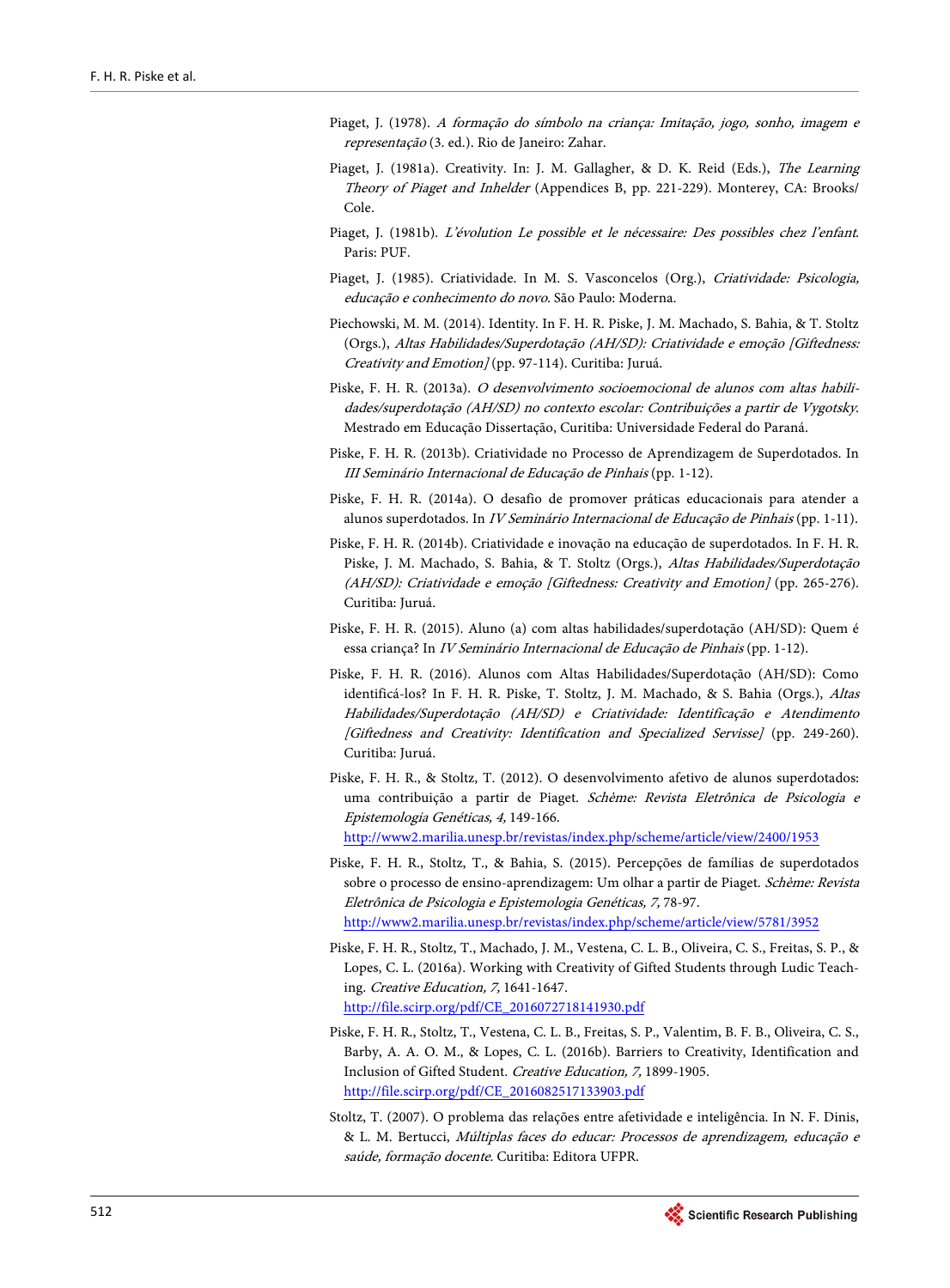Piaget, J. (1978). *A formação do símbolo na criança: Imitação, jogo, sonho, imagem e representação* (3. ed.). Rio de Janeiro: Zahar.

Piaget, J. (1981a). Creativity. In: J. M. Gallagher, & D. K. Reid (Eds.), *The Learning Theory of Piaget and Inhelder* (Appendices B, pp. 221-229). Monterey, CA: Brooks/Cole.

Piaget, J. (1981b). *L'évolution Le possible et le nécessaire: Des possibles chez l'enfant.* Paris: PUF.

Piaget, J. (1985). Criatividade. In M. S. Vasconcelos (Org.), *Criatividade: Psicologia, educação e conhecimento do novo.* São Paulo: Moderna.

Piechowski, M. M. (2014). Identity. In F. H. R. Piske, J. M. Machado, S. Bahia, & T. Stoltz (Orgs.), *Altas Habilidades/Superdotação (AH/SD): Criatividade e emoção [Giftedness: Creativity and Emotion]* (pp. 97-114). Curitiba: Juruá.

Piske, F. H. R. (2013a). *O desenvolvimento socioemocional de alunos com altas habilidades/superdotação (AH/SD) no contexto escolar: Contribuições a partir de Vygotsky.* Mestrado em Educação Dissertação, Curitiba: Universidade Federal do Paraná.

Piske, F. H. R. (2013b). Criatividade no Processo de Aprendizagem de Superdotados. In *III Seminário Internacional de Educação de Pinhais* (pp. 1-12).

Piske, F. H. R. (2014a). O desafio de promover práticas educacionais para atender a alunos superdotados. In *IV Seminário Internacional de Educação de Pinhais* (pp. 1-11).

Piske, F. H. R. (2014b). Criatividade e inovação na educação de superdotados. In F. H. R. Piske, J. M. Machado, S. Bahia, & T. Stoltz (Orgs.), *Altas Habilidades/Superdotação (AH/SD): Criatividade e emoção [Giftedness: Creativity and Emotion]* (pp. 265-276). Curitiba: Juruá.

Piske, F. H. R. (2015). Aluno (a) com altas habilidades/superdotação (AH/SD): Quem é essa criança? In *IV Seminário Internacional de Educação de Pinhais* (pp. 1-12).

Piske, F. H. R. (2016). Alunos com Altas Habilidades/Superdotação (AH/SD): Como identificá-los? In F. H. R. Piske, T. Stoltz, J. M. Machado, & S. Bahia (Orgs.), *Altas Habilidades/Superdotação (AH/SD) e Criatividade: Identificação e Atendimento [Giftedness and Creativity: Identification and Specialized Servisse]* (pp. 249-260). Curitiba: Juruá.

Piske, F. H. R., & Stoltz, T. (2012). O desenvolvimento afetivo de alunos superdotados: uma contribuição a partir de Piaget. *Schème: Revista Eletrônica de Psicologia e Epistemologia Genéticas, 4,* 149-166.
http://www2.marilia.unesp.br/revistas/index.php/scheme/article/view/2400/1953

Piske, F. H. R., Stoltz, T., & Bahia, S. (2015). Percepções de famílias de superdotados sobre o processo de ensino-aprendizagem: Um olhar a partir de Piaget. *Schème: Revista Eletrônica de Psicologia e Epistemologia Genéticas, 7,* 78-97.
http://www2.marilia.unesp.br/revistas/index.php/scheme/article/view/5781/3952

Piske, F. H. R., Stoltz, T., Machado, J. M., Vestena, C. L. B., Oliveira, C. S., Freitas, S. P., & Lopes, C. L. (2016a). Working with Creativity of Gifted Students through Ludic Teaching. *Creative Education, 7,* 1641-1647.
http://file.scirp.org/pdf/CE_2016072718141930.pdf

Piske, F. H. R., Stoltz, T., Vestena, C. L. B., Freitas, S. P., Valentim, B. F. B., Oliveira, C. S., Barby, A. A. O. M., & Lopes, C. L. (2016b). Barriers to Creativity, Identification and Inclusion of Gifted Student. *Creative Education, 7,* 1899-1905.
http://file.scirp.org/pdf/CE_2016082517133903.pdf

Stoltz, T. (2007). O problema das relações entre afetividade e inteligência. In N. F. Dinis, & L. M. Bertucci, *Múltiplas faces do educar: Processos de aprendizagem, educação e saúde, formação docente.* Curitiba: Editora UFPR.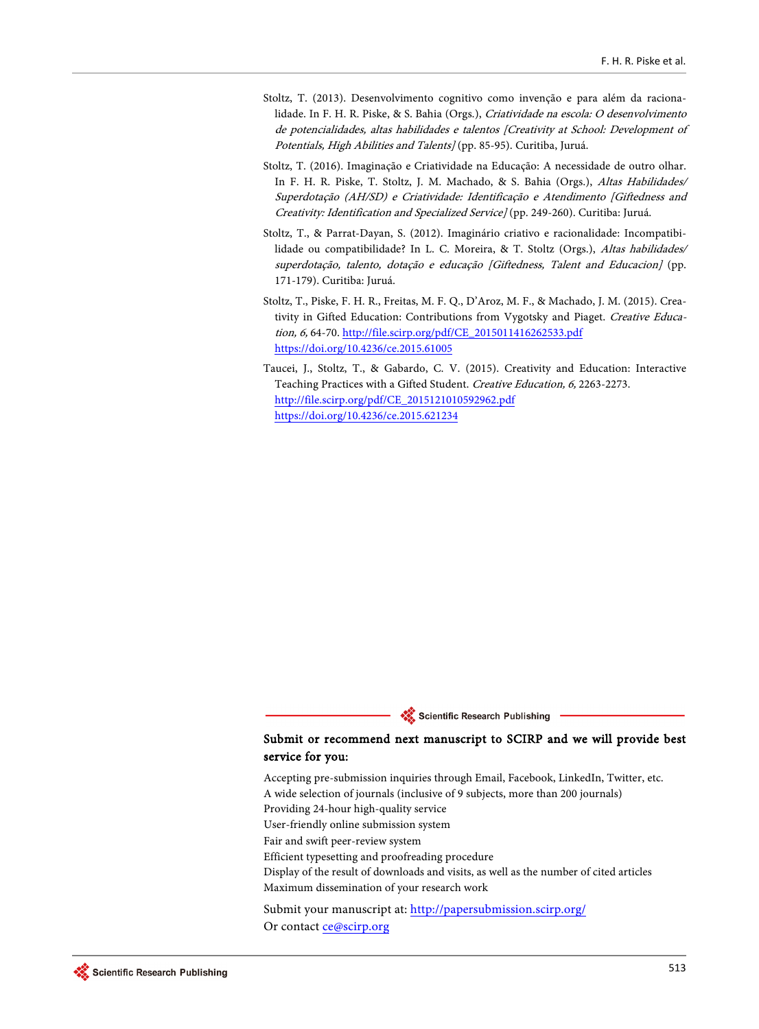Stoltz, T. (2013). Desenvolvimento cognitivo como invenção e para além da racionalidade. In F. H. R. Piske, & S. Bahia (Orgs.), *Criatividade na escola: O desenvolvimento de potencialidades, altas habilidades e talentos [Creativity at School: Development of Potentials, High Abilities and Talents]* (pp. 85-95). Curitiba, Juruá.

Stoltz, T. (2016). Imaginação e Criatividade na Educação: A necessidade de outro olhar. In F. H. R. Piske, T. Stoltz, J. M. Machado, & S. Bahia (Orgs.), *Altas Habilidades/Superdotação (AH/SD) e Criatividade: Identificação e Atendimento [Giftedness and Creativity: Identification and Specialized Service]* (pp. 249-260). Curitiba: Juruá.

Stoltz, T., & Parrat-Dayan, S. (2012). Imaginário criativo e racionalidade: Incompatibilidade ou compatibilidade? In L. C. Moreira, & T. Stoltz (Orgs.), *Altas habilidades/superdotação, talento, dotação e educação [Giftedness, Talent and Educacion]* (pp. 171-179). Curitiba: Juruá.

Stoltz, T., Piske, F. H. R., Freitas, M. F. Q., D'Aroz, M. F., & Machado, J. M. (2015). Creativity in Gifted Education: Contributions from Vygotsky and Piaget. *Creative Education, 6,* 64-70. http://file.scirp.org/pdf/CE_2015011416262533.pdf https://doi.org/10.4236/ce.2015.61005

Taucei, J., Stoltz, T., & Gabardo, C. V. (2015). Creativity and Education: Interactive Teaching Practices with a Gifted Student. *Creative Education, 6,* 2263-2273. http://file.scirp.org/pdf/CE_2015121010592962.pdf https://doi.org/10.4236/ce.2015.621234

Scientific Research Publishing

**Submit or recommend next manuscript to SCIRP and we will provide best service for you:**

Accepting pre-submission inquiries through Email, Facebook, LinkedIn, Twitter, etc.
A wide selection of journals (inclusive of 9 subjects, more than 200 journals)
Providing 24-hour high-quality service
User-friendly online submission system
Fair and swift peer-review system
Efficient typesetting and proofreading procedure
Display of the result of downloads and visits, as well as the number of cited articles
Maximum dissemination of your research work

Submit your manuscript at: http://papersubmission.scirp.org/
Or contact ce@scirp.org